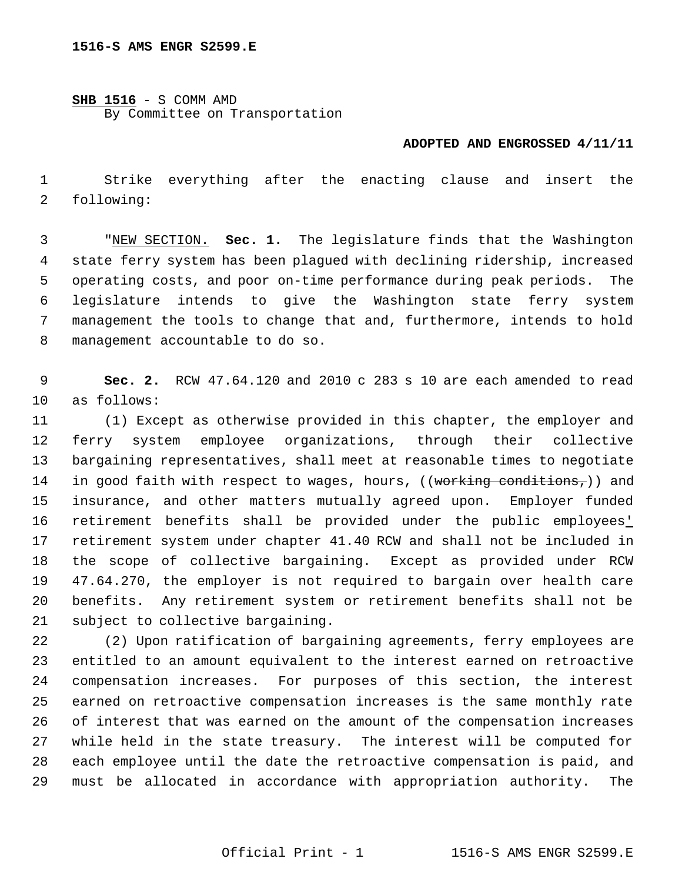**1516-S AMS ENGR S2599.E**

**SHB 1516** - S COMM AMD
By Committee on Transportation

**ADOPTED AND ENGROSSED 4/11/11**

Strike everything after the enacting clause and insert the following:

"NEW SECTION. **Sec. 1.** The legislature finds that the Washington state ferry system has been plagued with declining ridership, increased operating costs, and poor on-time performance during peak periods. The legislature intends to give the Washington state ferry system management the tools to change that and, furthermore, intends to hold management accountable to do so.

**Sec. 2.** RCW 47.64.120 and 2010 c 283 s 10 are each amended to read as follows:

(1) Except as otherwise provided in this chapter, the employer and ferry system employee organizations, through their collective bargaining representatives, shall meet at reasonable times to negotiate in good faith with respect to wages, hours, ((~~working conditions,~~)) and insurance, and other matters mutually agreed upon. Employer funded retirement benefits shall be provided under the public employees' retirement system under chapter 41.40 RCW and shall not be included in the scope of collective bargaining. Except as provided under RCW 47.64.270, the employer is not required to bargain over health care benefits. Any retirement system or retirement benefits shall not be subject to collective bargaining.

(2) Upon ratification of bargaining agreements, ferry employees are entitled to an amount equivalent to the interest earned on retroactive compensation increases. For purposes of this section, the interest earned on retroactive compensation increases is the same monthly rate of interest that was earned on the amount of the compensation increases while held in the state treasury. The interest will be computed for each employee until the date the retroactive compensation is paid, and must be allocated in accordance with appropriation authority. The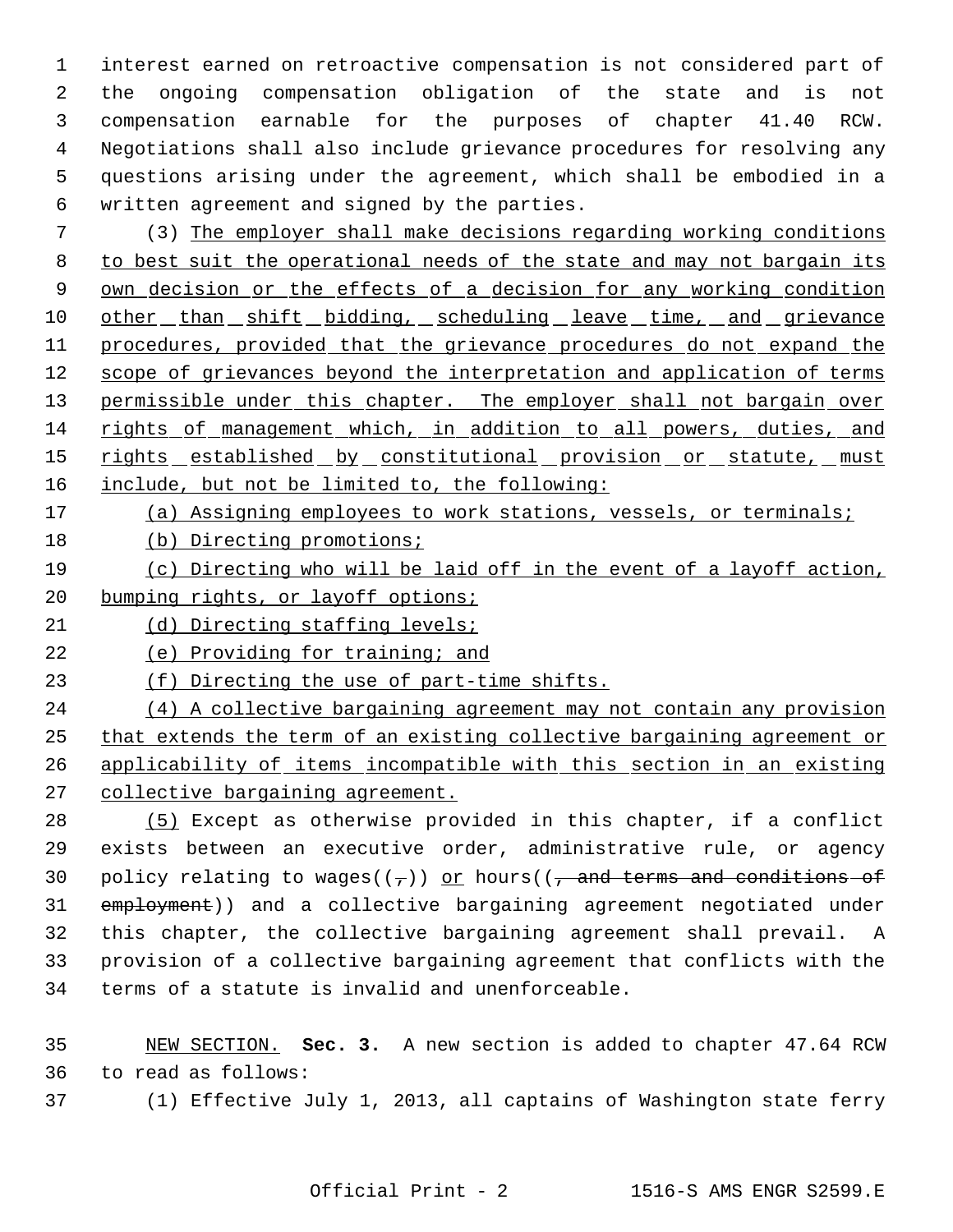interest earned on retroactive compensation is not considered part of the ongoing compensation obligation of the state and is not compensation earnable for the purposes of chapter 41.40 RCW. Negotiations shall also include grievance procedures for resolving any questions arising under the agreement, which shall be embodied in a written agreement and signed by the parties.

(3) The employer shall make decisions regarding working conditions to best suit the operational needs of the state and may not bargain its own decision or the effects of a decision for any working condition other than shift bidding, scheduling leave time, and grievance procedures, provided that the grievance procedures do not expand the scope of grievances beyond the interpretation and application of terms permissible under this chapter. The employer shall not bargain over rights of management which, in addition to all powers, duties, and rights established by constitutional provision or statute, must include, but not be limited to, the following:

(a) Assigning employees to work stations, vessels, or terminals;

(b) Directing promotions;

(c) Directing who will be laid off in the event of a layoff action, bumping rights, or layoff options;

(d) Directing staffing levels;

(e) Providing for training; and

(f) Directing the use of part-time shifts.

(4) A collective bargaining agreement may not contain any provision that extends the term of an existing collective bargaining agreement or applicability of items incompatible with this section in an existing collective bargaining agreement.

(5) Except as otherwise provided in this chapter, if a conflict exists between an executive order, administrative rule, or agency policy relating to wages((~~,~~)) or hours((~~, and terms and conditions of employment~~)) and a collective bargaining agreement negotiated under this chapter, the collective bargaining agreement shall prevail. A provision of a collective bargaining agreement that conflicts with the terms of a statute is invalid and unenforceable.

NEW SECTION. **Sec. 3.** A new section is added to chapter 47.64 RCW to read as follows:

(1) Effective July 1, 2013, all captains of Washington state ferry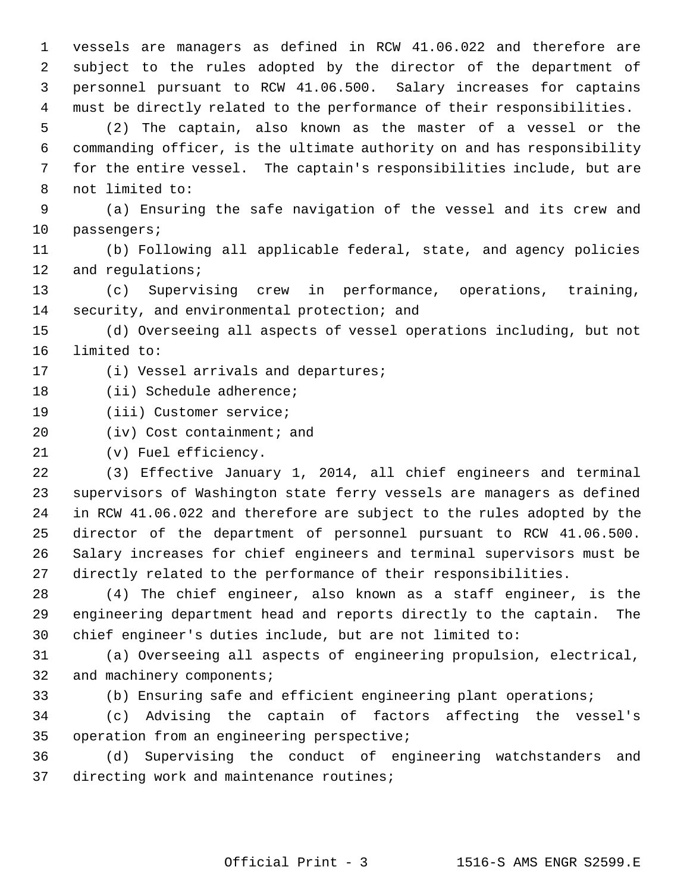vessels are managers as defined in RCW 41.06.022 and therefore are subject to the rules adopted by the director of the department of personnel pursuant to RCW 41.06.500. Salary increases for captains must be directly related to the performance of their responsibilities.

(2) The captain, also known as the master of a vessel or the commanding officer, is the ultimate authority on and has responsibility for the entire vessel. The captain's responsibilities include, but are not limited to:

(a) Ensuring the safe navigation of the vessel and its crew and passengers;

(b) Following all applicable federal, state, and agency policies and regulations;

(c) Supervising crew in performance, operations, training, security, and environmental protection; and

(d) Overseeing all aspects of vessel operations including, but not limited to:

(i) Vessel arrivals and departures;

(ii) Schedule adherence;

(iii) Customer service;

(iv) Cost containment; and

(v) Fuel efficiency.

(3) Effective January 1, 2014, all chief engineers and terminal supervisors of Washington state ferry vessels are managers as defined in RCW 41.06.022 and therefore are subject to the rules adopted by the director of the department of personnel pursuant to RCW 41.06.500. Salary increases for chief engineers and terminal supervisors must be directly related to the performance of their responsibilities.

(4) The chief engineer, also known as a staff engineer, is the engineering department head and reports directly to the captain. The chief engineer's duties include, but are not limited to:

(a) Overseeing all aspects of engineering propulsion, electrical, and machinery components;

(b) Ensuring safe and efficient engineering plant operations;

(c) Advising the captain of factors affecting the vessel's operation from an engineering perspective;

(d) Supervising the conduct of engineering watchstanders and directing work and maintenance routines;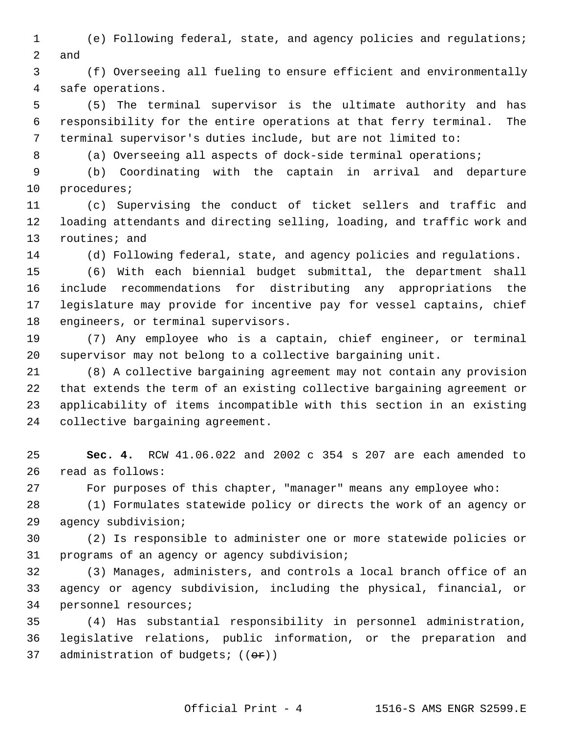(e) Following federal, state, and agency policies and regulations; and

(f) Overseeing all fueling to ensure efficient and environmentally safe operations.

(5) The terminal supervisor is the ultimate authority and has responsibility for the entire operations at that ferry terminal. The terminal supervisor's duties include, but are not limited to:

(a) Overseeing all aspects of dock-side terminal operations;

(b) Coordinating with the captain in arrival and departure procedures;

(c) Supervising the conduct of ticket sellers and traffic and loading attendants and directing selling, loading, and traffic work and routines; and

(d) Following federal, state, and agency policies and regulations.

(6) With each biennial budget submittal, the department shall include recommendations for distributing any appropriations the legislature may provide for incentive pay for vessel captains, chief engineers, or terminal supervisors.

(7) Any employee who is a captain, chief engineer, or terminal supervisor may not belong to a collective bargaining unit.

(8) A collective bargaining agreement may not contain any provision that extends the term of an existing collective bargaining agreement or applicability of items incompatible with this section in an existing collective bargaining agreement.

**Sec. 4.** RCW 41.06.022 and 2002 c 354 s 207 are each amended to read as follows:

For purposes of this chapter, "manager" means any employee who:

(1) Formulates statewide policy or directs the work of an agency or agency subdivision;

(2) Is responsible to administer one or more statewide policies or programs of an agency or agency subdivision;

(3) Manages, administers, and controls a local branch office of an agency or agency subdivision, including the physical, financial, or personnel resources;

(4) Has substantial responsibility in personnel administration, legislative relations, public information, or the preparation and administration of budgets; ((~~or~~))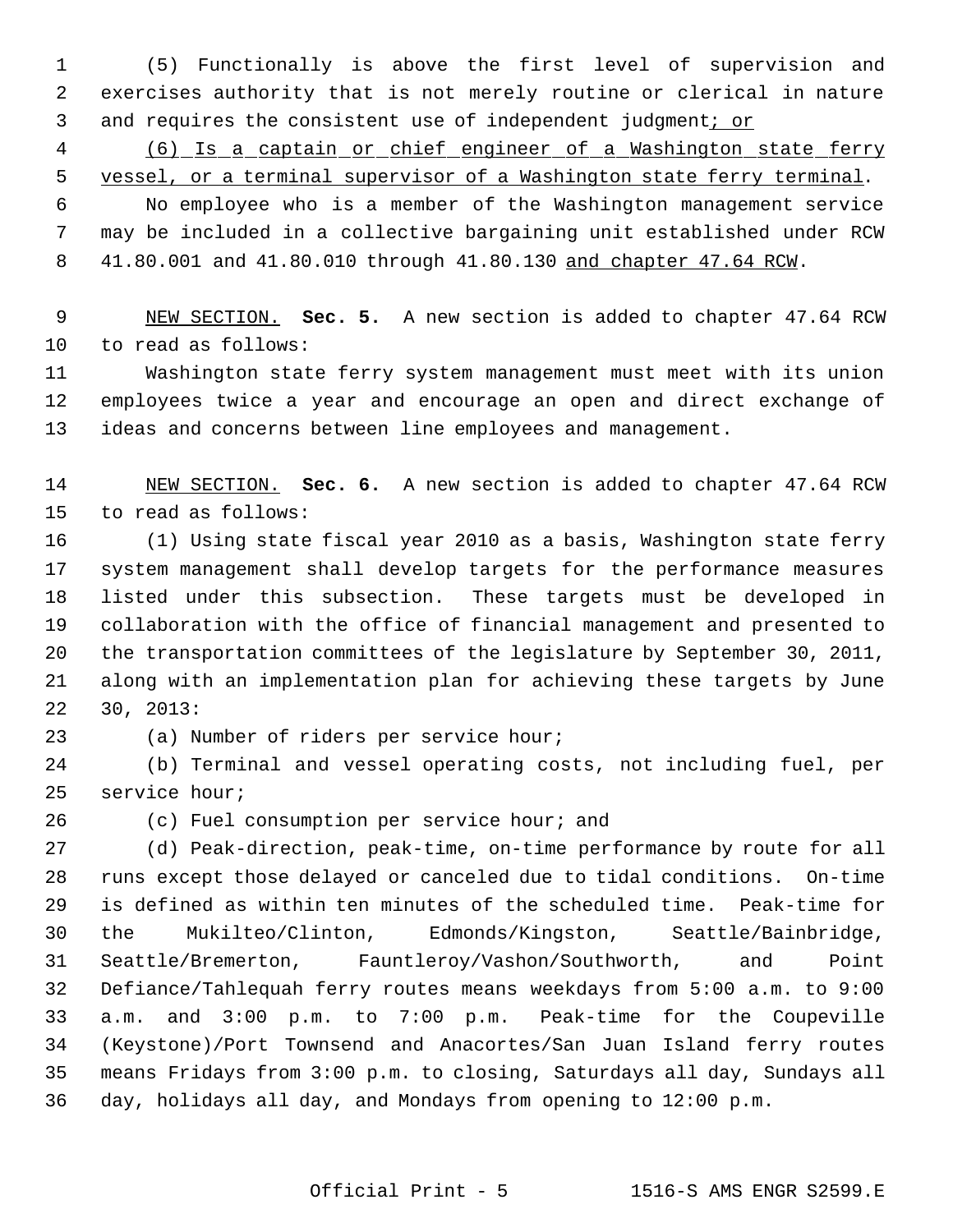(5) Functionally is above the first level of supervision and exercises authority that is not merely routine or clerical in nature and requires the consistent use of independent judgment<u>; or</u>

<u>(6) Is a captain or chief engineer of a Washington state ferry vessel, or a terminal supervisor of a Washington state ferry terminal</u>.

No employee who is a member of the Washington management service may be included in a collective bargaining unit established under RCW 41.80.001 and 41.80.010 through 41.80.130 <u>and chapter 47.64 RCW</u>.

<u>NEW SECTION.</u> **Sec. 5.** A new section is added to chapter 47.64 RCW to read as follows:

Washington state ferry system management must meet with its union employees twice a year and encourage an open and direct exchange of ideas and concerns between line employees and management.

<u>NEW SECTION.</u> **Sec. 6.** A new section is added to chapter 47.64 RCW to read as follows:

(1) Using state fiscal year 2010 as a basis, Washington state ferry system management shall develop targets for the performance measures listed under this subsection. These targets must be developed in collaboration with the office of financial management and presented to the transportation committees of the legislature by September 30, 2011, along with an implementation plan for achieving these targets by June 30, 2013:

(a) Number of riders per service hour;

(b) Terminal and vessel operating costs, not including fuel, per service hour;

(c) Fuel consumption per service hour; and

(d) Peak-direction, peak-time, on-time performance by route for all runs except those delayed or canceled due to tidal conditions. On-time is defined as within ten minutes of the scheduled time. Peak-time for the Mukilteo/Clinton, Edmonds/Kingston, Seattle/Bainbridge, Seattle/Bremerton, Fauntleroy/Vashon/Southworth, and Point Defiance/Tahlequah ferry routes means weekdays from 5:00 a.m. to 9:00 a.m. and 3:00 p.m. to 7:00 p.m. Peak-time for the Coupeville (Keystone)/Port Townsend and Anacortes/San Juan Island ferry routes means Fridays from 3:00 p.m. to closing, Saturdays all day, Sundays all day, holidays all day, and Mondays from opening to 12:00 p.m.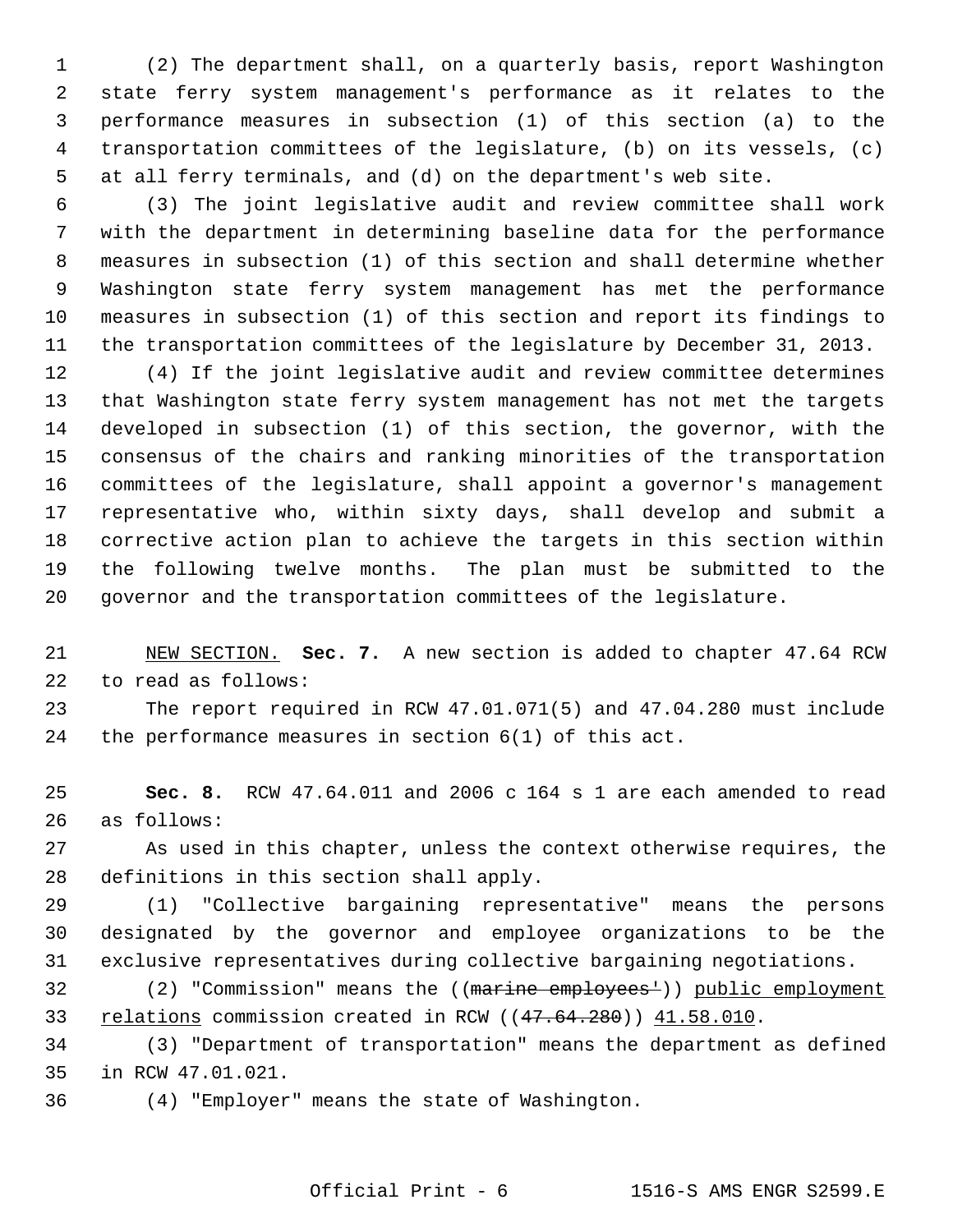(2) The department shall, on a quarterly basis, report Washington state ferry system management's performance as it relates to the performance measures in subsection (1) of this section (a) to the transportation committees of the legislature, (b) on its vessels, (c) at all ferry terminals, and (d) on the department's web site.

(3) The joint legislative audit and review committee shall work with the department in determining baseline data for the performance measures in subsection (1) of this section and shall determine whether Washington state ferry system management has met the performance measures in subsection (1) of this section and report its findings to the transportation committees of the legislature by December 31, 2013.

(4) If the joint legislative audit and review committee determines that Washington state ferry system management has not met the targets developed in subsection (1) of this section, the governor, with the consensus of the chairs and ranking minorities of the transportation committees of the legislature, shall appoint a governor's management representative who, within sixty days, shall develop and submit a corrective action plan to achieve the targets in this section within the following twelve months. The plan must be submitted to the governor and the transportation committees of the legislature.

NEW SECTION. **Sec. 7.** A new section is added to chapter 47.64 RCW to read as follows:

The report required in RCW 47.01.071(5) and 47.04.280 must include the performance measures in section 6(1) of this act.

**Sec. 8.** RCW 47.64.011 and 2006 c 164 s 1 are each amended to read as follows:

As used in this chapter, unless the context otherwise requires, the definitions in this section shall apply.

(1) "Collective bargaining representative" means the persons designated by the governor and employee organizations to be the exclusive representatives during collective bargaining negotiations.

(2) "Commission" means the ((~~marine employees'~~)) public employment relations commission created in RCW ((~~47.64.280~~)) 41.58.010.

(3) "Department of transportation" means the department as defined in RCW 47.01.021.

(4) "Employer" means the state of Washington.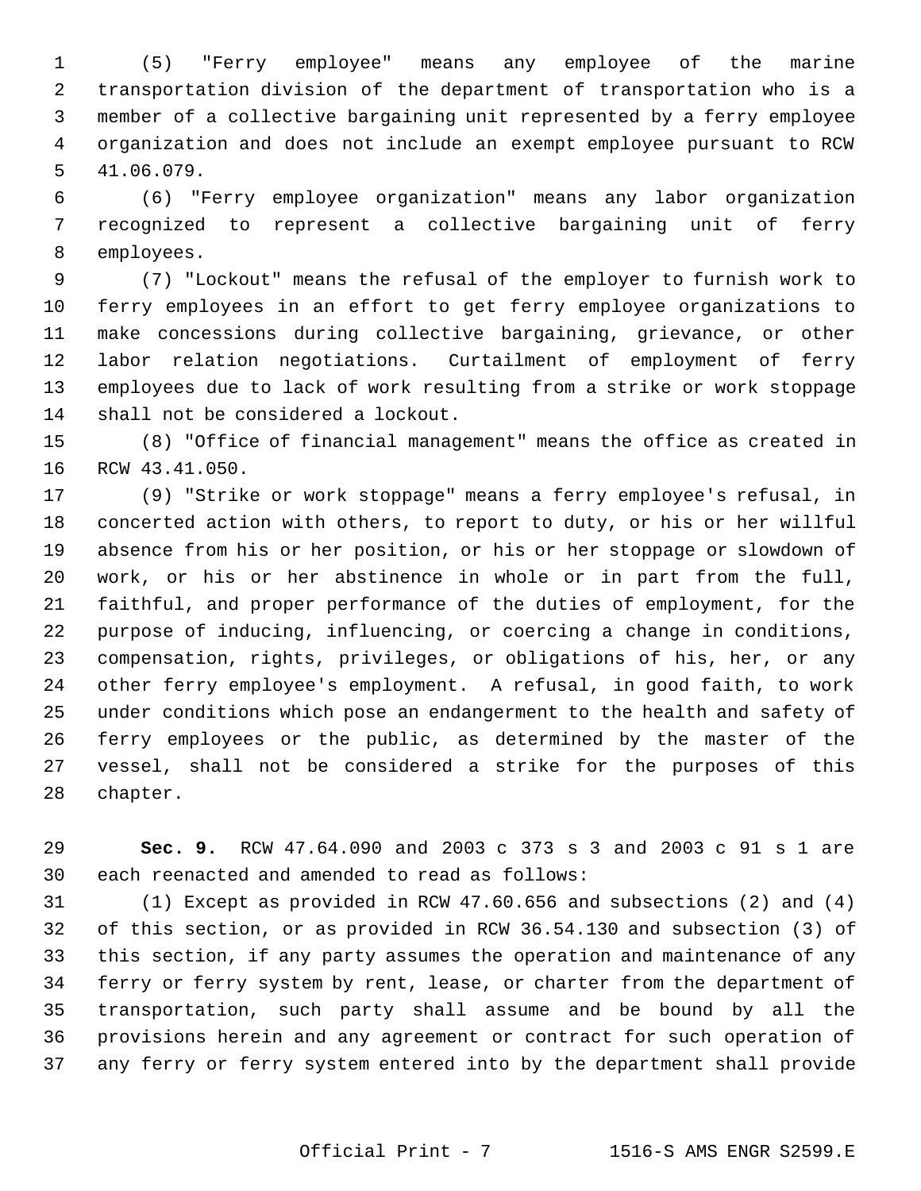(5) "Ferry employee" means any employee of the marine transportation division of the department of transportation who is a member of a collective bargaining unit represented by a ferry employee organization and does not include an exempt employee pursuant to RCW 41.06.079.

(6) "Ferry employee organization" means any labor organization recognized to represent a collective bargaining unit of ferry employees.

(7) "Lockout" means the refusal of the employer to furnish work to ferry employees in an effort to get ferry employee organizations to make concessions during collective bargaining, grievance, or other labor relation negotiations. Curtailment of employment of ferry employees due to lack of work resulting from a strike or work stoppage shall not be considered a lockout.

(8) "Office of financial management" means the office as created in RCW 43.41.050.

(9) "Strike or work stoppage" means a ferry employee's refusal, in concerted action with others, to report to duty, or his or her willful absence from his or her position, or his or her stoppage or slowdown of work, or his or her abstinence in whole or in part from the full, faithful, and proper performance of the duties of employment, for the purpose of inducing, influencing, or coercing a change in conditions, compensation, rights, privileges, or obligations of his, her, or any other ferry employee's employment. A refusal, in good faith, to work under conditions which pose an endangerment to the health and safety of ferry employees or the public, as determined by the master of the vessel, shall not be considered a strike for the purposes of this chapter.

**Sec. 9.** RCW 47.64.090 and 2003 c 373 s 3 and 2003 c 91 s 1 are each reenacted and amended to read as follows:

(1) Except as provided in RCW 47.60.656 and subsections (2) and (4) of this section, or as provided in RCW 36.54.130 and subsection (3) of this section, if any party assumes the operation and maintenance of any ferry or ferry system by rent, lease, or charter from the department of transportation, such party shall assume and be bound by all the provisions herein and any agreement or contract for such operation of any ferry or ferry system entered into by the department shall provide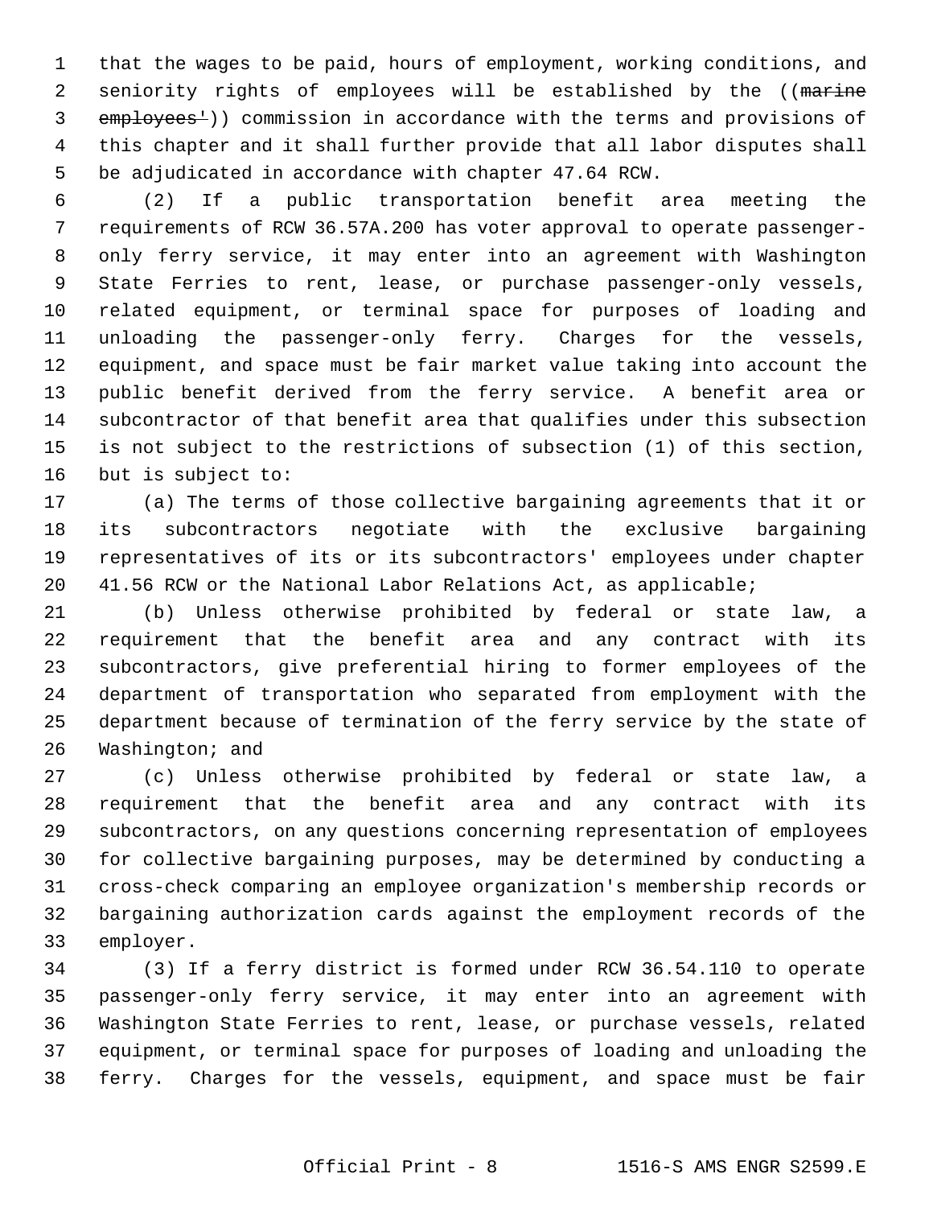that the wages to be paid, hours of employment, working conditions, and seniority rights of employees will be established by the ((~~marine employees'~~)) commission in accordance with the terms and provisions of this chapter and it shall further provide that all labor disputes shall be adjudicated in accordance with chapter 47.64 RCW.

(2) If a public transportation benefit area meeting the requirements of RCW 36.57A.200 has voter approval to operate passenger-only ferry service, it may enter into an agreement with Washington State Ferries to rent, lease, or purchase passenger-only vessels, related equipment, or terminal space for purposes of loading and unloading the passenger-only ferry. Charges for the vessels, equipment, and space must be fair market value taking into account the public benefit derived from the ferry service. A benefit area or subcontractor of that benefit area that qualifies under this subsection is not subject to the restrictions of subsection (1) of this section, but is subject to:

(a) The terms of those collective bargaining agreements that it or its subcontractors negotiate with the exclusive bargaining representatives of its or its subcontractors' employees under chapter 41.56 RCW or the National Labor Relations Act, as applicable;

(b) Unless otherwise prohibited by federal or state law, a requirement that the benefit area and any contract with its subcontractors, give preferential hiring to former employees of the department of transportation who separated from employment with the department because of termination of the ferry service by the state of Washington; and

(c) Unless otherwise prohibited by federal or state law, a requirement that the benefit area and any contract with its subcontractors, on any questions concerning representation of employees for collective bargaining purposes, may be determined by conducting a cross-check comparing an employee organization's membership records or bargaining authorization cards against the employment records of the employer.

(3) If a ferry district is formed under RCW 36.54.110 to operate passenger-only ferry service, it may enter into an agreement with Washington State Ferries to rent, lease, or purchase vessels, related equipment, or terminal space for purposes of loading and unloading the ferry. Charges for the vessels, equipment, and space must be fair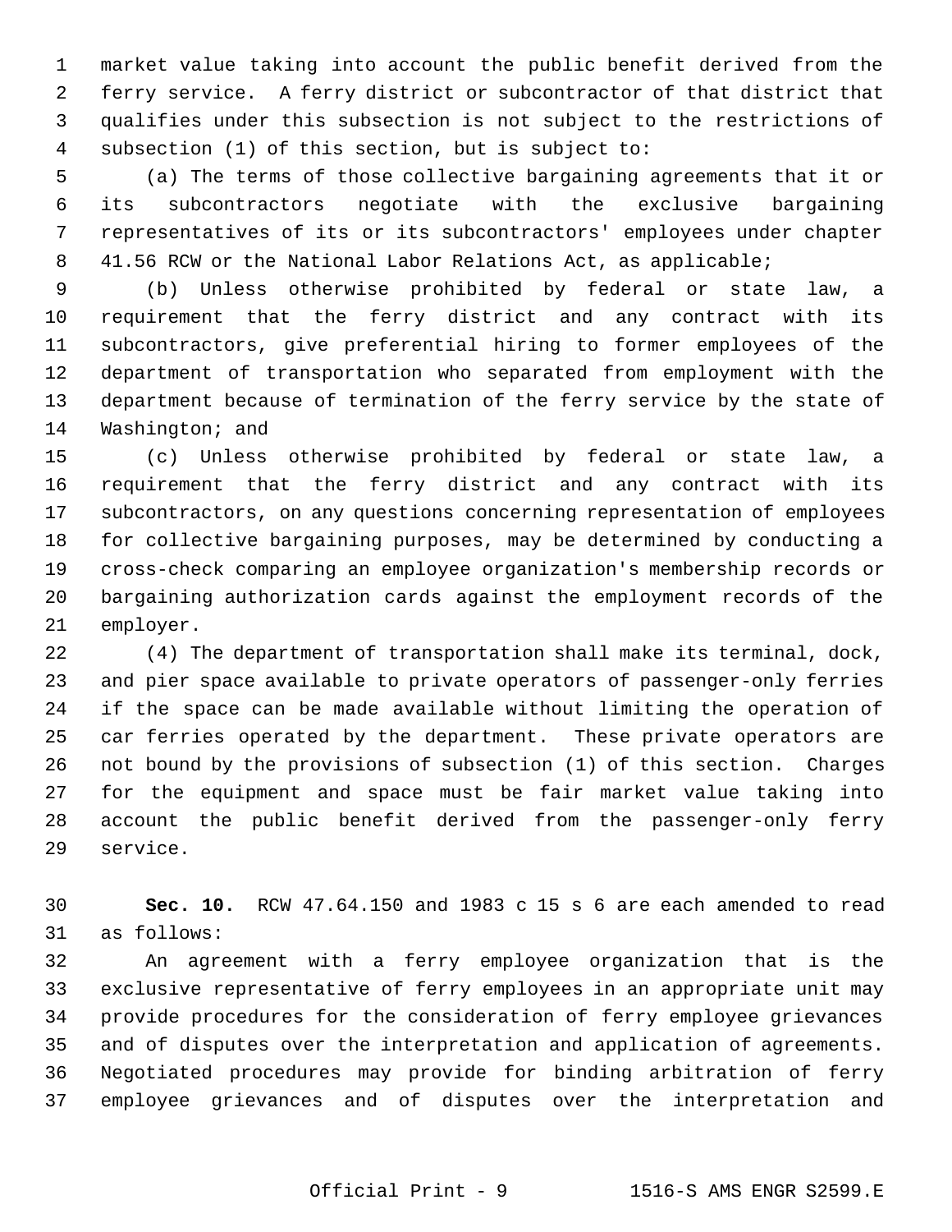market value taking into account the public benefit derived from the ferry service. A ferry district or subcontractor of that district that qualifies under this subsection is not subject to the restrictions of subsection (1) of this section, but is subject to:

(a) The terms of those collective bargaining agreements that it or its subcontractors negotiate with the exclusive bargaining representatives of its or its subcontractors' employees under chapter 41.56 RCW or the National Labor Relations Act, as applicable;

(b) Unless otherwise prohibited by federal or state law, a requirement that the ferry district and any contract with its subcontractors, give preferential hiring to former employees of the department of transportation who separated from employment with the department because of termination of the ferry service by the state of Washington; and

(c) Unless otherwise prohibited by federal or state law, a requirement that the ferry district and any contract with its subcontractors, on any questions concerning representation of employees for collective bargaining purposes, may be determined by conducting a cross-check comparing an employee organization's membership records or bargaining authorization cards against the employment records of the employer.

(4) The department of transportation shall make its terminal, dock, and pier space available to private operators of passenger-only ferries if the space can be made available without limiting the operation of car ferries operated by the department. These private operators are not bound by the provisions of subsection (1) of this section. Charges for the equipment and space must be fair market value taking into account the public benefit derived from the passenger-only ferry service.

**Sec. 10.** RCW 47.64.150 and 1983 c 15 s 6 are each amended to read as follows:

An agreement with a ferry employee organization that is the exclusive representative of ferry employees in an appropriate unit may provide procedures for the consideration of ferry employee grievances and of disputes over the interpretation and application of agreements. Negotiated procedures may provide for binding arbitration of ferry employee grievances and of disputes over the interpretation and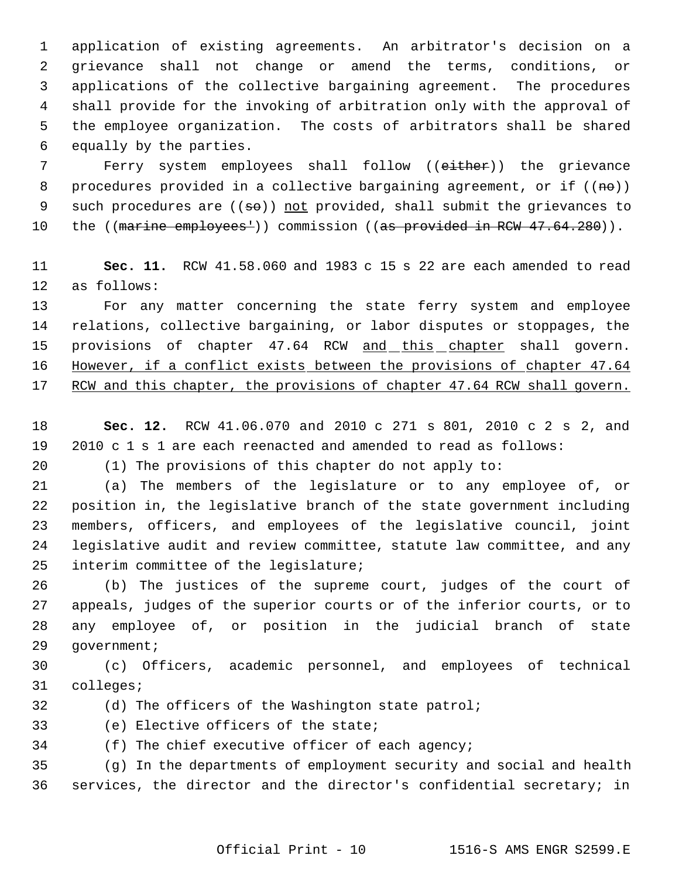application of existing agreements. An arbitrator's decision on a grievance shall not change or amend the terms, conditions, or applications of the collective bargaining agreement. The procedures shall provide for the invoking of arbitration only with the approval of the employee organization. The costs of arbitrators shall be shared equally by the parties.

Ferry system employees shall follow ((~~either~~)) the grievance procedures provided in a collective bargaining agreement, or if ((~~no~~)) such procedures are ((~~so~~)) <u>not</u> provided, shall submit the grievances to the ((~~marine employees'~~)) commission ((~~as provided in RCW 47.64.280~~)).

**Sec. 11.** RCW 41.58.060 and 1983 c 15 s 22 are each amended to read as follows:

For any matter concerning the state ferry system and employee relations, collective bargaining, or labor disputes or stoppages, the provisions of chapter 47.64 RCW <u>and this chapter</u> shall govern. <u>However, if a conflict exists between the provisions of chapter 47.64 RCW and this chapter, the provisions of chapter 47.64 RCW shall govern.</u>

**Sec. 12.** RCW 41.06.070 and 2010 c 271 s 801, 2010 c 2 s 2, and 2010 c 1 s 1 are each reenacted and amended to read as follows:

(1) The provisions of this chapter do not apply to:

(a) The members of the legislature or to any employee of, or position in, the legislative branch of the state government including members, officers, and employees of the legislative council, joint legislative audit and review committee, statute law committee, and any interim committee of the legislature;

(b) The justices of the supreme court, judges of the court of appeals, judges of the superior courts or of the inferior courts, or to any employee of, or position in the judicial branch of state government;

(c) Officers, academic personnel, and employees of technical colleges;

(d) The officers of the Washington state patrol;

(e) Elective officers of the state;

(f) The chief executive officer of each agency;

(g) In the departments of employment security and social and health services, the director and the director's confidential secretary; in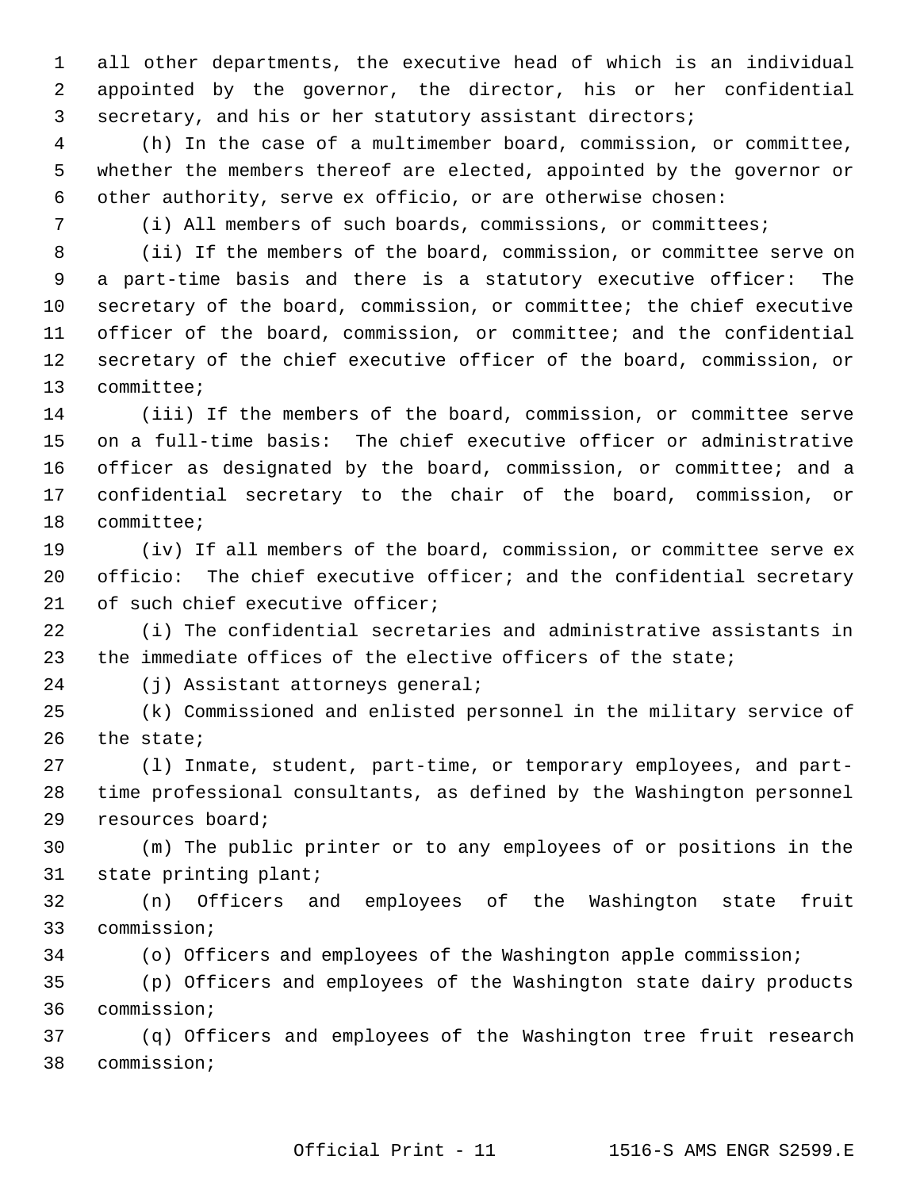all other departments, the executive head of which is an individual appointed by the governor, the director, his or her confidential secretary, and his or her statutory assistant directors;

(h) In the case of a multimember board, commission, or committee, whether the members thereof are elected, appointed by the governor or other authority, serve ex officio, or are otherwise chosen:

(i) All members of such boards, commissions, or committees;

(ii) If the members of the board, commission, or committee serve on a part-time basis and there is a statutory executive officer: The secretary of the board, commission, or committee; the chief executive officer of the board, commission, or committee; and the confidential secretary of the chief executive officer of the board, commission, or committee;

(iii) If the members of the board, commission, or committee serve on a full-time basis: The chief executive officer or administrative officer as designated by the board, commission, or committee; and a confidential secretary to the chair of the board, commission, or committee;

(iv) If all members of the board, commission, or committee serve ex officio: The chief executive officer; and the confidential secretary of such chief executive officer;

(i) The confidential secretaries and administrative assistants in the immediate offices of the elective officers of the state;

(j) Assistant attorneys general;

(k) Commissioned and enlisted personnel in the military service of the state;

(l) Inmate, student, part-time, or temporary employees, and part-time professional consultants, as defined by the Washington personnel resources board;

(m) The public printer or to any employees of or positions in the state printing plant;

(n) Officers and employees of the Washington state fruit commission;

(o) Officers and employees of the Washington apple commission;

(p) Officers and employees of the Washington state dairy products commission;

(q) Officers and employees of the Washington tree fruit research commission;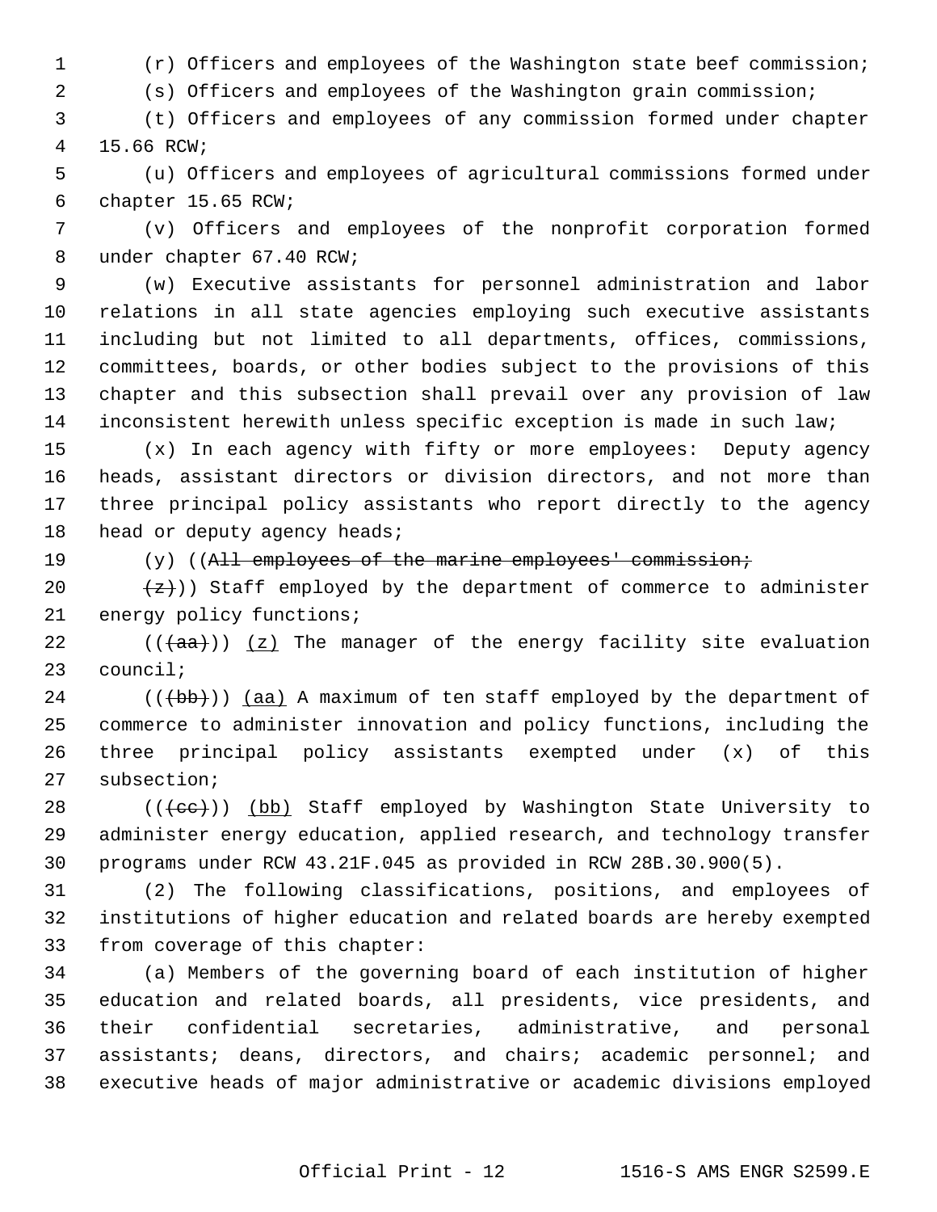(r) Officers and employees of the Washington state beef commission;

(s) Officers and employees of the Washington grain commission;

(t) Officers and employees of any commission formed under chapter 15.66 RCW;

(u) Officers and employees of agricultural commissions formed under chapter 15.65 RCW;

(v) Officers and employees of the nonprofit corporation formed under chapter 67.40 RCW;

(w) Executive assistants for personnel administration and labor relations in all state agencies employing such executive assistants including but not limited to all departments, offices, commissions, committees, boards, or other bodies subject to the provisions of this chapter and this subsection shall prevail over any provision of law inconsistent herewith unless specific exception is made in such law;

(x) In each agency with fifty or more employees: Deputy agency heads, assistant directors or division directors, and not more than three principal policy assistants who report directly to the agency head or deputy agency heads;

(y) ((~~All employees of the marine employees' commission;~~

~~(z)~~)) Staff employed by the department of commerce to administer energy policy functions;

((~~(aa)~~)) <u>(z)</u> The manager of the energy facility site evaluation council;

((~~(bb)~~)) <u>(aa)</u> A maximum of ten staff employed by the department of commerce to administer innovation and policy functions, including the three principal policy assistants exempted under (x) of this subsection;

((~~(cc)~~)) <u>(bb)</u> Staff employed by Washington State University to administer energy education, applied research, and technology transfer programs under RCW 43.21F.045 as provided in RCW 28B.30.900(5).

(2) The following classifications, positions, and employees of institutions of higher education and related boards are hereby exempted from coverage of this chapter:

(a) Members of the governing board of each institution of higher education and related boards, all presidents, vice presidents, and their confidential secretaries, administrative, and personal assistants; deans, directors, and chairs; academic personnel; and executive heads of major administrative or academic divisions employed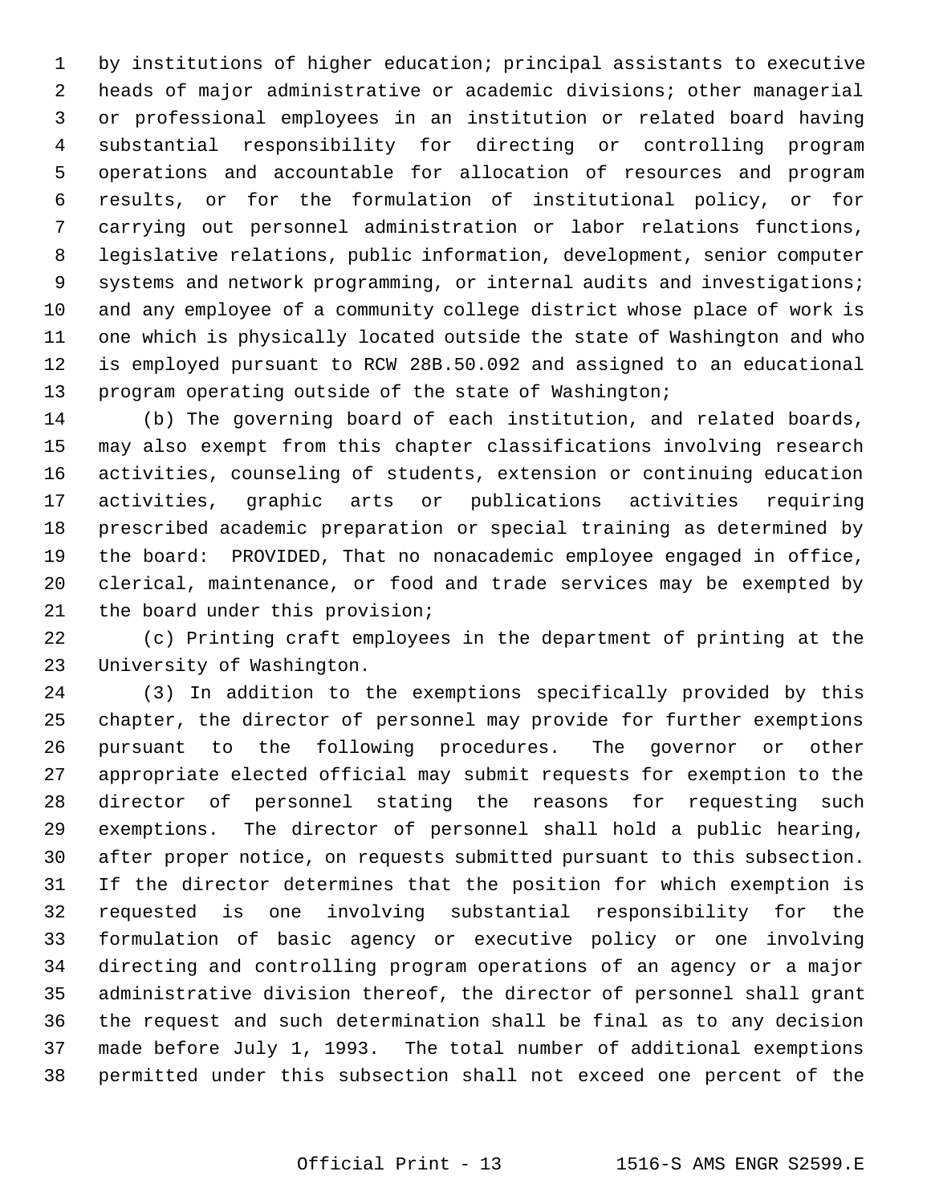by institutions of higher education; principal assistants to executive heads of major administrative or academic divisions; other managerial or professional employees in an institution or related board having substantial responsibility for directing or controlling program operations and accountable for allocation of resources and program results, or for the formulation of institutional policy, or for carrying out personnel administration or labor relations functions, legislative relations, public information, development, senior computer systems and network programming, or internal audits and investigations; and any employee of a community college district whose place of work is one which is physically located outside the state of Washington and who is employed pursuant to RCW 28B.50.092 and assigned to an educational program operating outside of the state of Washington;

(b) The governing board of each institution, and related boards, may also exempt from this chapter classifications involving research activities, counseling of students, extension or continuing education activities, graphic arts or publications activities requiring prescribed academic preparation or special training as determined by the board: PROVIDED, That no nonacademic employee engaged in office, clerical, maintenance, or food and trade services may be exempted by the board under this provision;

(c) Printing craft employees in the department of printing at the University of Washington.

(3) In addition to the exemptions specifically provided by this chapter, the director of personnel may provide for further exemptions pursuant to the following procedures. The governor or other appropriate elected official may submit requests for exemption to the director of personnel stating the reasons for requesting such exemptions. The director of personnel shall hold a public hearing, after proper notice, on requests submitted pursuant to this subsection. If the director determines that the position for which exemption is requested is one involving substantial responsibility for the formulation of basic agency or executive policy or one involving directing and controlling program operations of an agency or a major administrative division thereof, the director of personnel shall grant the request and such determination shall be final as to any decision made before July 1, 1993. The total number of additional exemptions permitted under this subsection shall not exceed one percent of the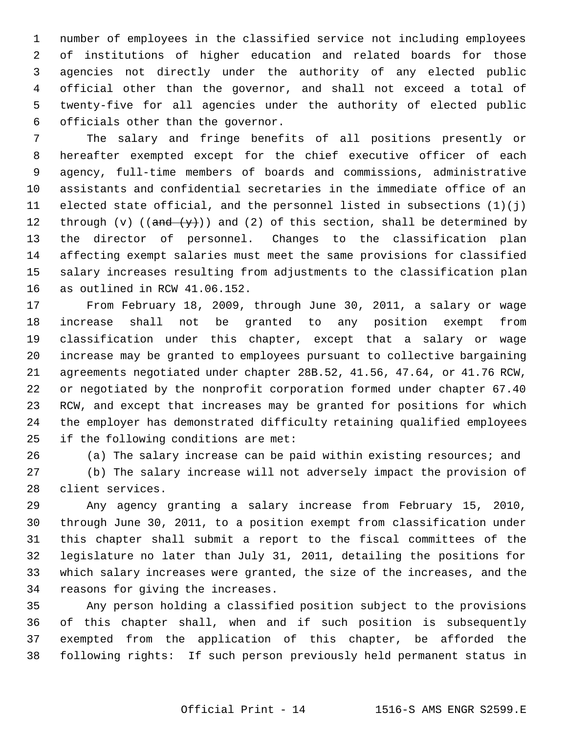number of employees in the classified service not including employees of institutions of higher education and related boards for those agencies not directly under the authority of any elected public official other than the governor, and shall not exceed a total of twenty-five for all agencies under the authority of elected public officials other than the governor.

The salary and fringe benefits of all positions presently or hereafter exempted except for the chief executive officer of each agency, full-time members of boards and commissions, administrative assistants and confidential secretaries in the immediate office of an elected state official, and the personnel listed in subsections (1)(j) through (v) ((~~and (y)~~)) and (2) of this section, shall be determined by the director of personnel. Changes to the classification plan affecting exempt salaries must meet the same provisions for classified salary increases resulting from adjustments to the classification plan as outlined in RCW 41.06.152.

From February 18, 2009, through June 30, 2011, a salary or wage increase shall not be granted to any position exempt from classification under this chapter, except that a salary or wage increase may be granted to employees pursuant to collective bargaining agreements negotiated under chapter 28B.52, 41.56, 47.64, or 41.76 RCW, or negotiated by the nonprofit corporation formed under chapter 67.40 RCW, and except that increases may be granted for positions for which the employer has demonstrated difficulty retaining qualified employees if the following conditions are met:

(a) The salary increase can be paid within existing resources; and

(b) The salary increase will not adversely impact the provision of client services.

Any agency granting a salary increase from February 15, 2010, through June 30, 2011, to a position exempt from classification under this chapter shall submit a report to the fiscal committees of the legislature no later than July 31, 2011, detailing the positions for which salary increases were granted, the size of the increases, and the reasons for giving the increases.

Any person holding a classified position subject to the provisions of this chapter shall, when and if such position is subsequently exempted from the application of this chapter, be afforded the following rights: If such person previously held permanent status in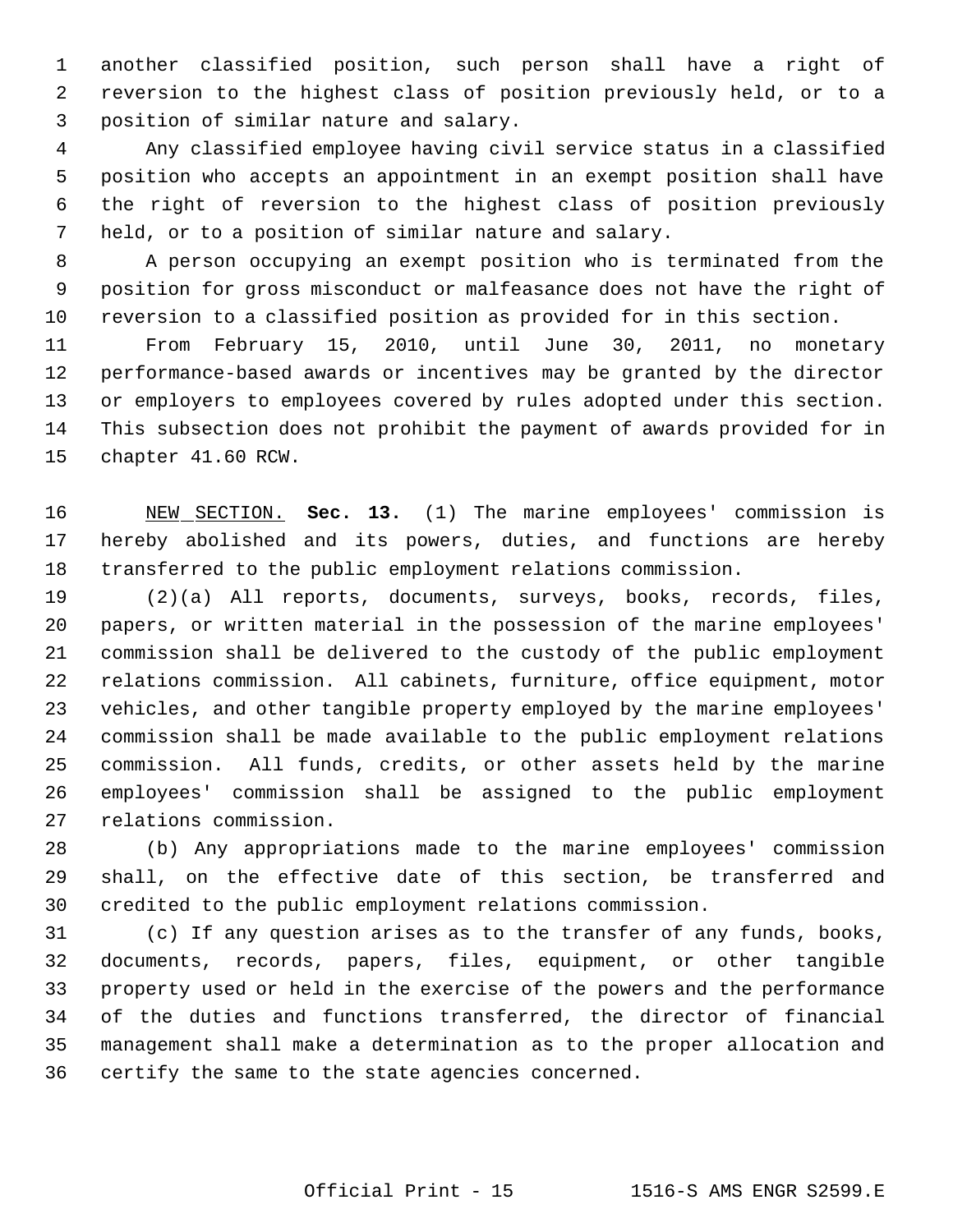another classified position, such person shall have a right of reversion to the highest class of position previously held, or to a position of similar nature and salary.

Any classified employee having civil service status in a classified position who accepts an appointment in an exempt position shall have the right of reversion to the highest class of position previously held, or to a position of similar nature and salary.

A person occupying an exempt position who is terminated from the position for gross misconduct or malfeasance does not have the right of reversion to a classified position as provided for in this section.

From February 15, 2010, until June 30, 2011, no monetary performance-based awards or incentives may be granted by the director or employers to employees covered by rules adopted under this section. This subsection does not prohibit the payment of awards provided for in chapter 41.60 RCW.

NEW SECTION. **Sec. 13.** (1) The marine employees' commission is hereby abolished and its powers, duties, and functions are hereby transferred to the public employment relations commission.

(2)(a) All reports, documents, surveys, books, records, files, papers, or written material in the possession of the marine employees' commission shall be delivered to the custody of the public employment relations commission. All cabinets, furniture, office equipment, motor vehicles, and other tangible property employed by the marine employees' commission shall be made available to the public employment relations commission. All funds, credits, or other assets held by the marine employees' commission shall be assigned to the public employment relations commission.

(b) Any appropriations made to the marine employees' commission shall, on the effective date of this section, be transferred and credited to the public employment relations commission.

(c) If any question arises as to the transfer of any funds, books, documents, records, papers, files, equipment, or other tangible property used or held in the exercise of the powers and the performance of the duties and functions transferred, the director of financial management shall make a determination as to the proper allocation and certify the same to the state agencies concerned.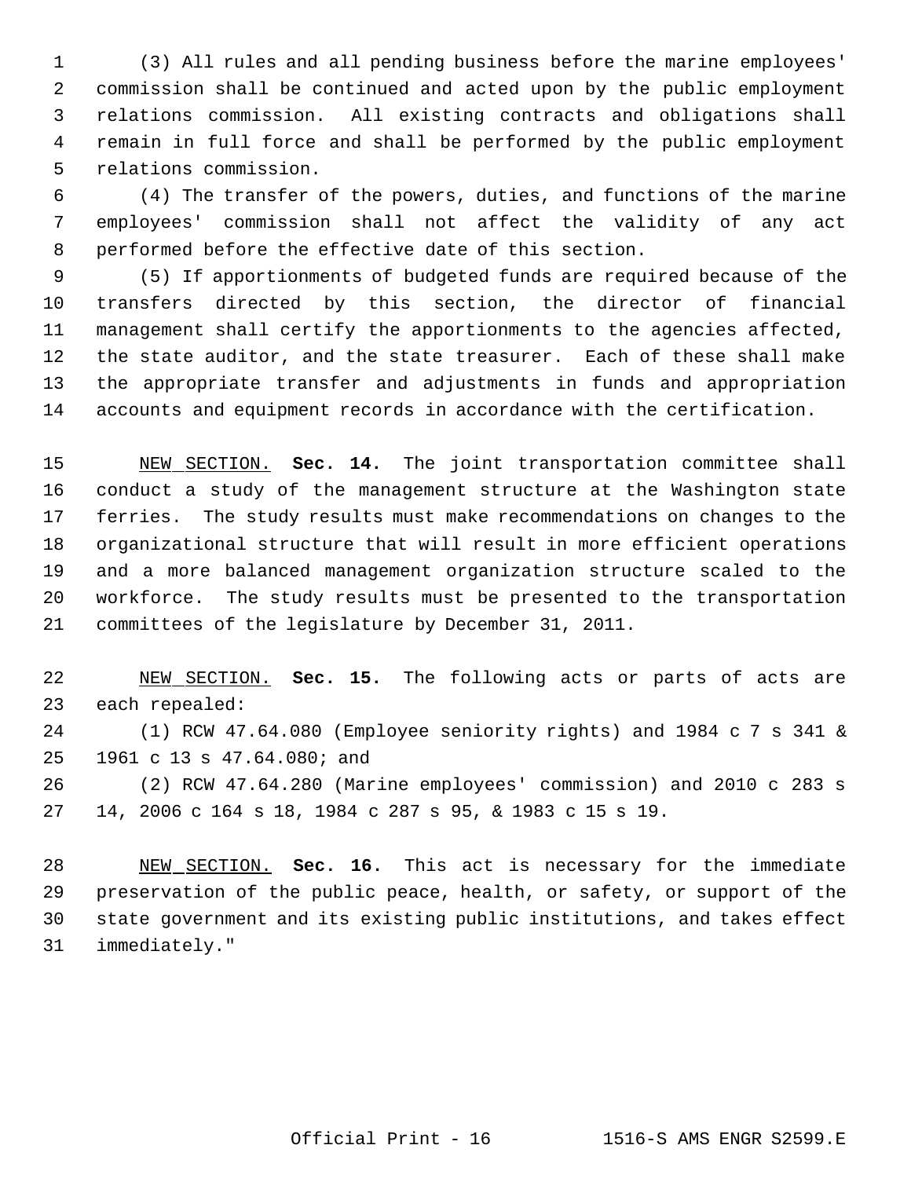(3) All rules and all pending business before the marine employees' commission shall be continued and acted upon by the public employment relations commission. All existing contracts and obligations shall remain in full force and shall be performed by the public employment relations commission.

(4) The transfer of the powers, duties, and functions of the marine employees' commission shall not affect the validity of any act performed before the effective date of this section.

(5) If apportionments of budgeted funds are required because of the transfers directed by this section, the director of financial management shall certify the apportionments to the agencies affected, the state auditor, and the state treasurer. Each of these shall make the appropriate transfer and adjustments in funds and appropriation accounts and equipment records in accordance with the certification.

NEW SECTION. **Sec. 14.** The joint transportation committee shall conduct a study of the management structure at the Washington state ferries. The study results must make recommendations on changes to the organizational structure that will result in more efficient operations and a more balanced management organization structure scaled to the workforce. The study results must be presented to the transportation committees of the legislature by December 31, 2011.

NEW SECTION. **Sec. 15.** The following acts or parts of acts are each repealed:

(1) RCW 47.64.080 (Employee seniority rights) and 1984 c 7 s 341 & 1961 c 13 s 47.64.080; and

(2) RCW 47.64.280 (Marine employees' commission) and 2010 c 283 s 14, 2006 c 164 s 18, 1984 c 287 s 95, & 1983 c 15 s 19.

NEW SECTION. **Sec. 16.** This act is necessary for the immediate preservation of the public peace, health, or safety, or support of the state government and its existing public institutions, and takes effect immediately."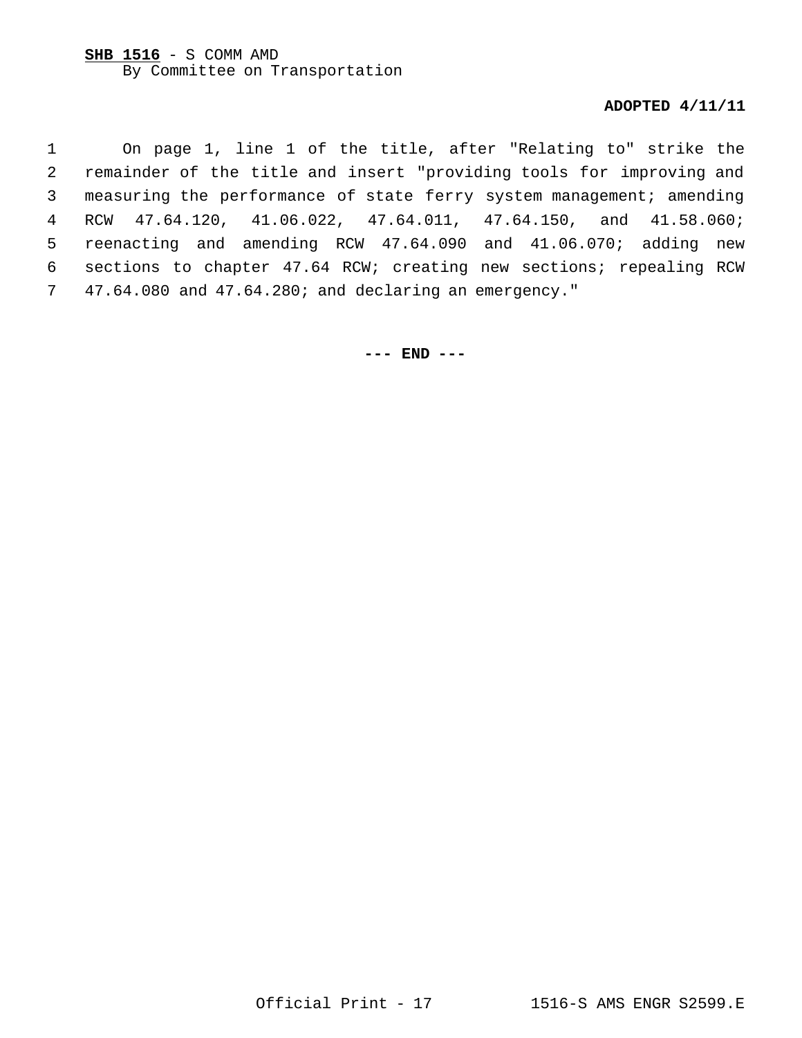**SHB 1516** - S COMM AMD
By Committee on Transportation

**ADOPTED 4/11/11**

On page 1, line 1 of the title, after "Relating to" strike the remainder of the title and insert "providing tools for improving and measuring the performance of state ferry system management; amending RCW 47.64.120, 41.06.022, 47.64.011, 47.64.150, and 41.58.060; reenacting and amending RCW 47.64.090 and 41.06.070; adding new sections to chapter 47.64 RCW; creating new sections; repealing RCW 47.64.080 and 47.64.280; and declaring an emergency."

**--- END ---**